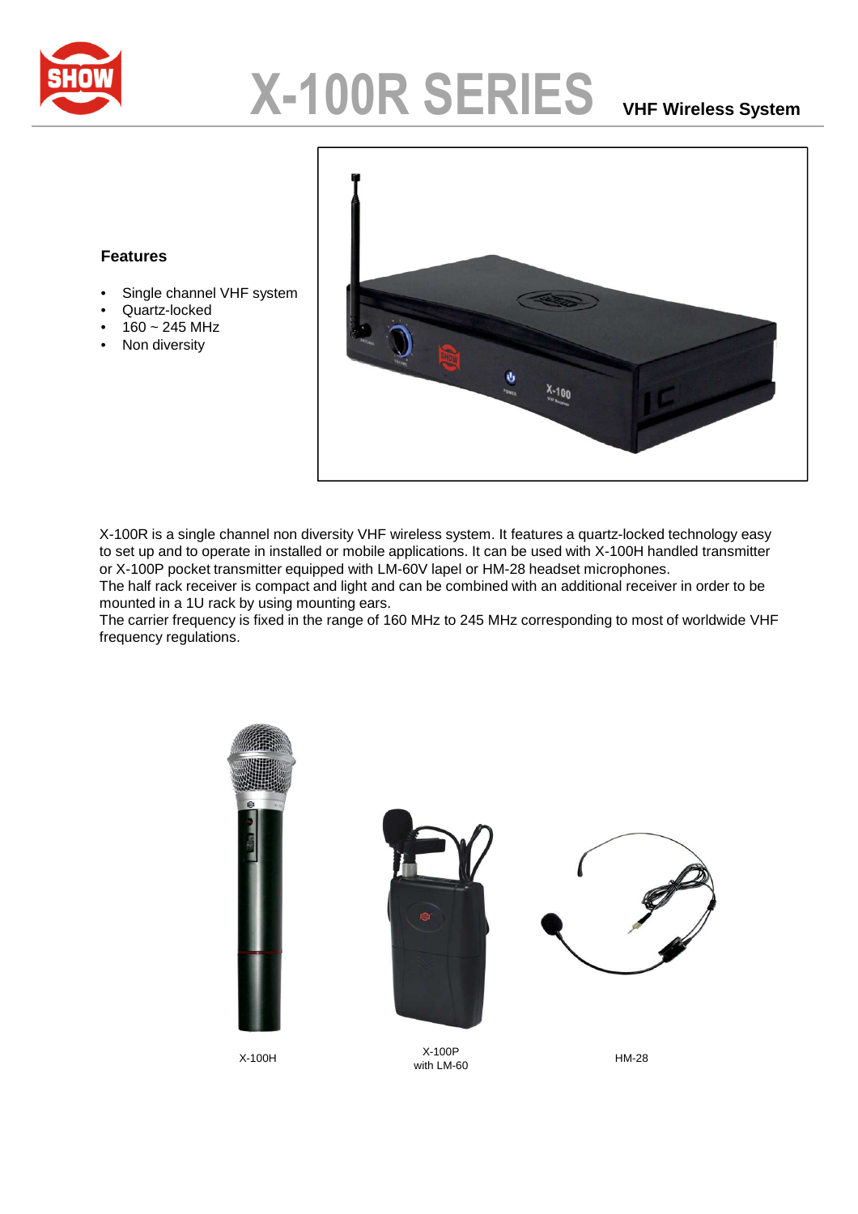# X-100R SERIES

VHF Wireless System

### Features

- Single channel VHF system
- Quartz-locked
- 160 ~ 245 MHz
- Non diversity

X-100R is a single channel non diversity VHF wireless system. It features a quartz-locked technology easy to set up and to operate in installed or mobile applications. It can be used with X-100H handled transmitter or X-100P pocket transmitter equipped with LM-60V lapel or HM-28 headset microphones.
The half rack receiver is compact and light and can be combined with an additional receiver in order to be mounted in a 1U rack by using mounting ears.
The carrier frequency is fixed in the range of 160 MHz to 245 MHz corresponding to most of worldwide VHF frequency regulations.

X-100H

X-100P
with LM-60

HM-28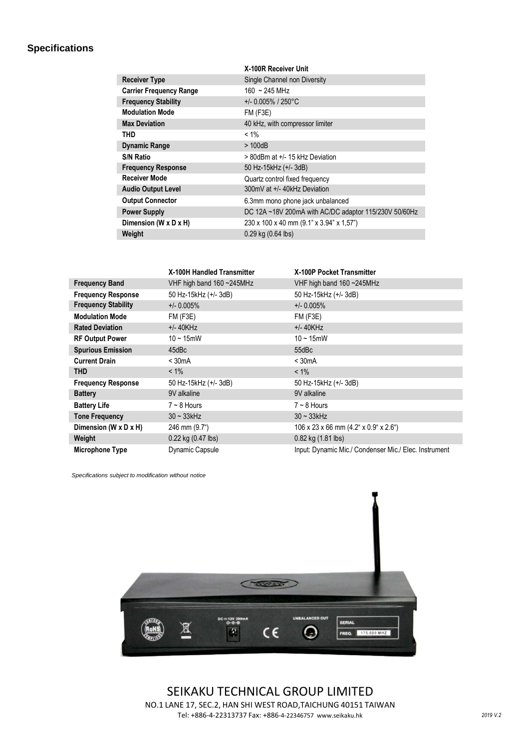## Specifications

| | X-100R Receiver Unit |
|---|---|
| **Receiver Type** | Single Channel non Diversity |
| **Carrier Frequency Range** | 160 ~ 245 MHz |
| **Frequency Stability** | +/- 0.005% / 250°C |
| **Modulation Mode** | FM (F3E) |
| **Max Deviation** | 40 kHz, with compressor limiter |
| **THD** | < 1% |
| **Dynamic Range** | > 100dB |
| **S/N Ratio** | > 80dBm at +/- 15 kHz Deviation |
| **Frequency Response** | 50 Hz-15kHz (+/- 3dB) |
| **Receiver Mode** | Quartz control fixed frequency |
| **Audio Output Level** | 300mV at +/- 40kHz Deviation |
| **Output Connector** | 6.3mm mono phone jack unbalanced |
| **Power Supply** | DC 12A ~18V 200mA with AC/DC adaptor 115/230V 50/60Hz |
| **Dimension (W x D x H)** | 230 x 100 x 40 mm (9.1" x 3.94" x 1,57") |
| **Weight** | 0.29 kg (0.64 lbs) |

| | X-100H Handled Transmitter | X-100P Pocket Transmitter |
|---|---|---|
| **Frequency Band** | VHF high band 160 ~245MHz | VHF high band 160 ~245MHz |
| **Frequency Response** | 50 Hz-15kHz (+/- 3dB) | 50 Hz-15kHz (+/- 3dB) |
| **Frequency Stability** | +/- 0.005% | +/- 0.005% |
| **Modulation Mode** | FM (F3E) | FM (F3E) |
| **Rated Deviation** | +/- 40KHz | +/- 40KHz |
| **RF Output Power** | 10 ~ 15mW | 10 ~ 15mW |
| **Spurious Emission** | 45dBc | 55dBc |
| **Current Drain** | < 30mA | < 30mA |
| **THD** | < 1% | < 1% |
| **Frequency Response** | 50 Hz-15kHz (+/- 3dB) | 50 Hz-15kHz (+/- 3dB) |
| **Battery** | 9V alkaline | 9V alkaline |
| **Battery Life** | 7 ~ 8 Hours | 7 ~ 8 Hours |
| **Tone Frequency** | 30 ~ 33kHz | 30 ~ 33kHz |
| **Dimension (W x D x H)** | 246 mm (9.7") | 106 x 23 x 66 mm (4.2" x 0.9" x 2.6") |
| **Weight** | 0.22 kg (0.47 lbs) | 0.82 kg (1.81 lbs) |
| **Microphone Type** | Dynamic Capsule | Input: Dynamic Mic./ Condenser Mic./ Elec. Instrument |

*Specifications subject to modification without notice*

SEIKAKU TECHNICAL GROUP LIMITED

NO.1 LANE 17, SEC.2, HAN SHI WEST ROAD,TAICHUNG 40151 TAIWAN

Tel: +886-4-22313737 Fax: +886-4-22346757 www.seikaku.hk

*2019 V.2*